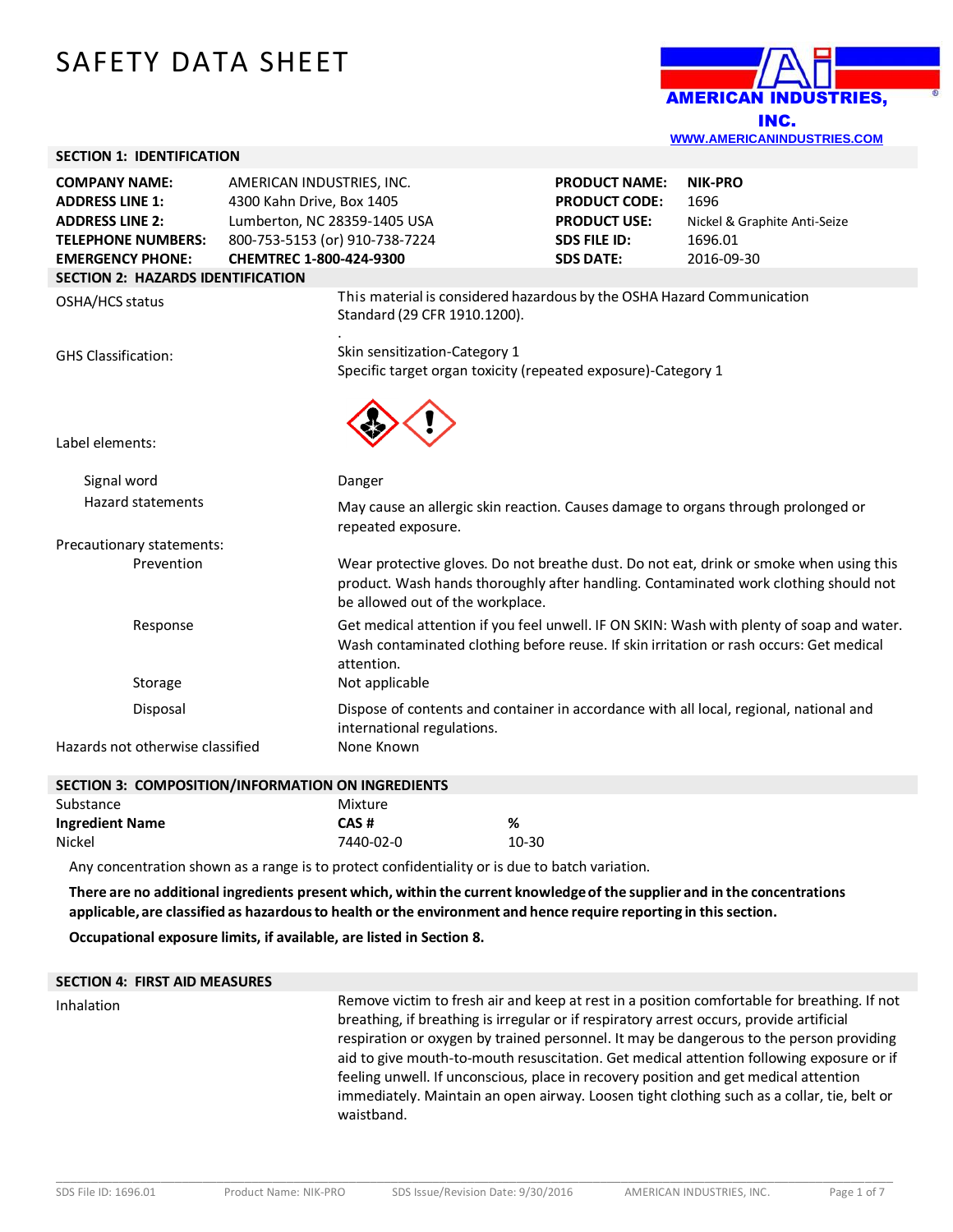# SAFETY DATA SHEET

AMERICAN INDUSTRIES, INC.

WWW.AMERICANINDUSTRIES.COM

## SECTION 1: IDENTIFICATION

| | | | |
|---|---|---|---|
| **COMPANY NAME:** | AMERICAN INDUSTRIES, INC. | **PRODUCT NAME:** | **NIK-PRO** |
| **ADDRESS LINE 1:** | 4300 Kahn Drive, Box 1405 | **PRODUCT CODE:** | 1696 |
| **ADDRESS LINE 2:** | Lumberton, NC 28359-1405 USA | **PRODUCT USE:** | Nickel & Graphite Anti-Seize |
| **TELEPHONE NUMBERS:** | 800-753-5153 (or) 910-738-7224 | **SDS FILE ID:** | 1696.01 |
| **EMERGENCY PHONE:** | **CHEMTREC 1-800-424-9300** | **SDS DATE:** | 2016-09-30 |

## SECTION 2: HAZARDS IDENTIFICATION

**OSHA/HCS status:** This material is considered hazardous by the OSHA Hazard Communication Standard (29 CFR 1910.1200).

.

**GHS Classification:**
Skin sensitization-Category 1
Specific target organ toxicity (repeated exposure)-Category 1

**Label elements:**

- **Signal word:** Danger
- **Hazard statements:** May cause an allergic skin reaction. Causes damage to organs through prolonged or repeated exposure.

**Precautionary statements:**

- **Prevention:** Wear protective gloves. Do not breathe dust. Do not eat, drink or smoke when using this product. Wash hands thoroughly after handling. Contaminated work clothing should not be allowed out of the workplace.
- **Response:** Get medical attention if you feel unwell. IF ON SKIN: Wash with plenty of soap and water. Wash contaminated clothing before reuse. If skin irritation or rash occurs: Get medical attention.
- **Storage:** Not applicable
- **Disposal:** Dispose of contents and container in accordance with all local, regional, national and international regulations.

**Hazards not otherwise classified:** None Known

## SECTION 3: COMPOSITION/INFORMATION ON INGREDIENTS

Substance: Mixture

| Ingredient Name | CAS # | % |
|---|---|---|
| Nickel | 7440-02-0 | 10-30 |

Any concentration shown as a range is to protect confidentiality or is due to batch variation.

**There are no additional ingredients present which, within the current knowledge of the supplier and in the concentrations applicable, are classified as hazardous to health or the environment and hence require reporting in this section.**

**Occupational exposure limits, if available, are listed in Section 8.**

## SECTION 4: FIRST AID MEASURES

**Inhalation:** Remove victim to fresh air and keep at rest in a position comfortable for breathing. If not breathing, if breathing is irregular or if respiratory arrest occurs, provide artificial respiration or oxygen by trained personnel. It may be dangerous to the person providing aid to give mouth-to-mouth resuscitation. Get medical attention following exposure or if feeling unwell. If unconscious, place in recovery position and get medical attention immediately. Maintain an open airway. Loosen tight clothing such as a collar, tie, belt or waistband.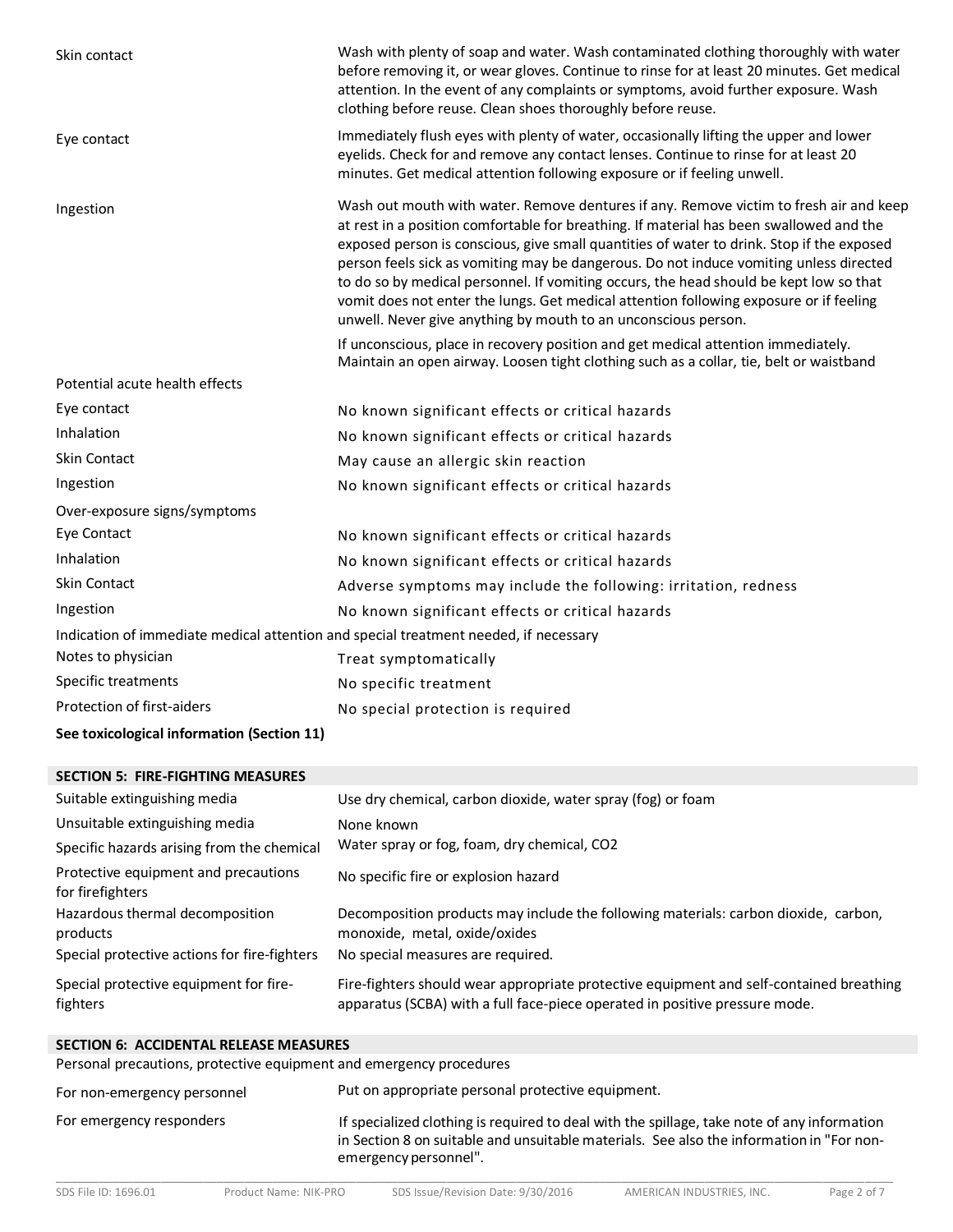| | |
|---|---|
| Skin contact | Wash with plenty of soap and water. Wash contaminated clothing thoroughly with water before removing it, or wear gloves. Continue to rinse for at least 20 minutes. Get medical attention. In the event of any complaints or symptoms, avoid further exposure. Wash clothing before reuse. Clean shoes thoroughly before reuse. |
| Eye contact | Immediately flush eyes with plenty of water, occasionally lifting the upper and lower eyelids. Check for and remove any contact lenses. Continue to rinse for at least 20 minutes. Get medical attention following exposure or if feeling unwell. |
| Ingestion | Wash out mouth with water. Remove dentures if any. Remove victim to fresh air and keep at rest in a position comfortable for breathing. If material has been swallowed and the exposed person is conscious, give small quantities of water to drink. Stop if the exposed person feels sick as vomiting may be dangerous. Do not induce vomiting unless directed to do so by medical personnel. If vomiting occurs, the head should be kept low so that vomit does not enter the lungs. Get medical attention following exposure or if feeling unwell. Never give anything by mouth to an unconscious person. If unconscious, place in recovery position and get medical attention immediately. Maintain an open airway. Loosen tight clothing such as a collar, tie, belt or waistband |

Potential acute health effects

| | |
|---|---|
| Eye contact | No known significant effects or critical hazards |
| Inhalation | No known significant effects or critical hazards |
| Skin Contact | May cause an allergic skin reaction |
| Ingestion | No known significant effects or critical hazards |

Over-exposure signs/symptoms

| | |
|---|---|
| Eye Contact | No known significant effects or critical hazards |
| Inhalation | No known significant effects or critical hazards |
| Skin Contact | Adverse symptoms may include the following: irritation, redness |
| Ingestion | No known significant effects or critical hazards |

Indication of immediate medical attention and special treatment needed, if necessary

| | |
|---|---|
| Notes to physician | Treat symptomatically |
| Specific treatments | No specific treatment |
| Protection of first-aiders | No special protection is required |

**See toxicological information (Section 11)**

## SECTION 5: FIRE-FIGHTING MEASURES

| | |
|---|---|
| Suitable extinguishing media | Use dry chemical, carbon dioxide, water spray (fog) or foam |
| Unsuitable extinguishing media | None known |
| Specific hazards arising from the chemical | Water spray or fog, foam, dry chemical, CO2 |
| Protective equipment and precautions for firefighters | No specific fire or explosion hazard |
| Hazardous thermal decomposition products | Decomposition products may include the following materials: carbon dioxide, carbon, monoxide, metal, oxide/oxides |
| Special protective actions for fire-fighters | No special measures are required. |
| Special protective equipment for fire-fighters | Fire-fighters should wear appropriate protective equipment and self-contained breathing apparatus (SCBA) with a full face-piece operated in positive pressure mode. |

## SECTION 6: ACCIDENTAL RELEASE MEASURES

Personal precautions, protective equipment and emergency procedures

| | |
|---|---|
| For non-emergency personnel | Put on appropriate personal protective equipment. |
| For emergency responders | If specialized clothing is required to deal with the spillage, take note of any information in Section 8 on suitable and unsuitable materials. See also the information in "For non-emergency personnel". |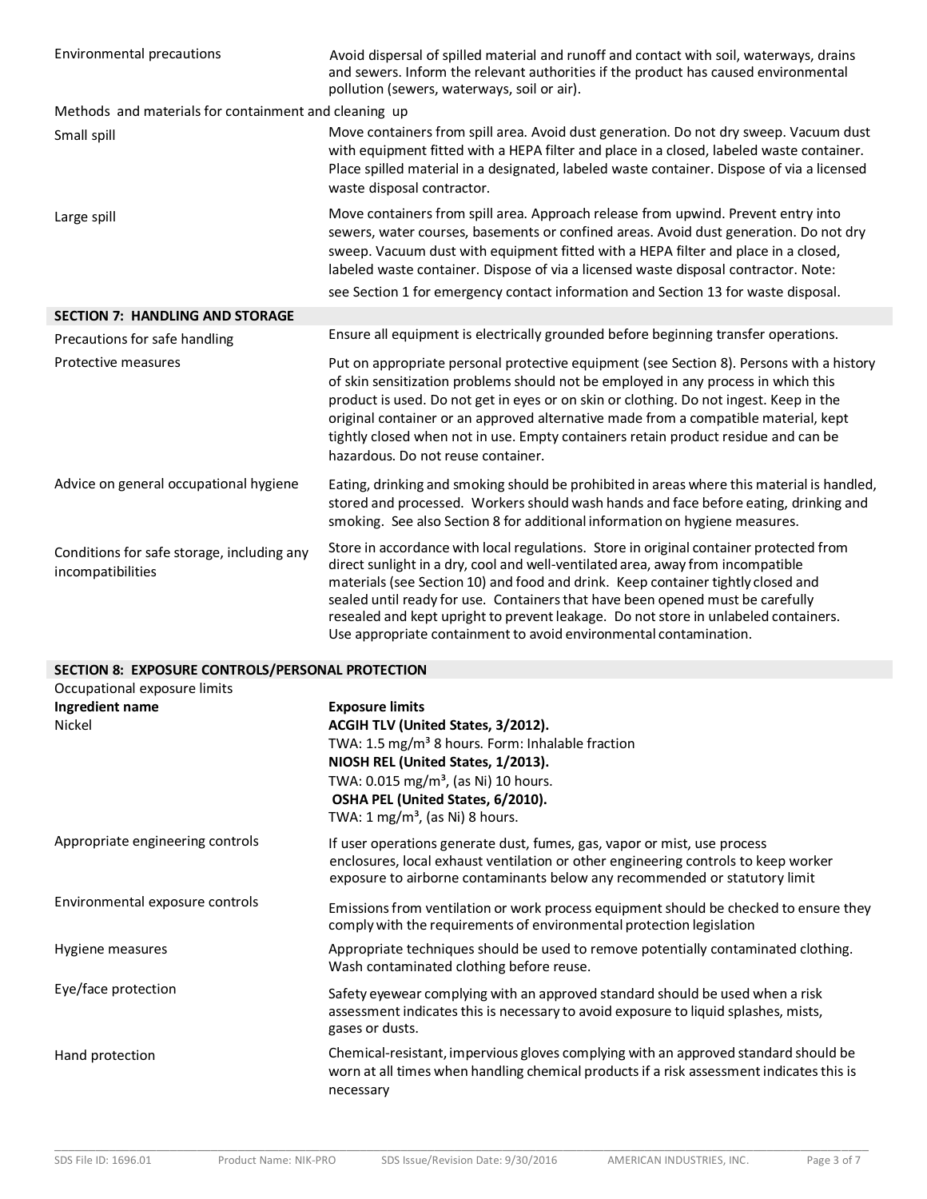| | |
|---|---|
| Environmental precautions | Avoid dispersal of spilled material and runoff and contact with soil, waterways, drains and sewers. Inform the relevant authorities if the product has caused environmental pollution (sewers, waterways, soil or air). |

Methods and materials for containment and cleaning up

| | |
|---|---|
| Small spill | Move containers from spill area. Avoid dust generation. Do not dry sweep. Vacuum dust with equipment fitted with a HEPA filter and place in a closed, labeled waste container. Place spilled material in a designated, labeled waste container. Dispose of via a licensed waste disposal contractor. |
| Large spill | Move containers from spill area. Approach release from upwind. Prevent entry into sewers, water courses, basements or confined areas. Avoid dust generation. Do not dry sweep. Vacuum dust with equipment fitted with a HEPA filter and place in a closed, labeled waste container. Dispose of via a licensed waste disposal contractor. Note: see Section 1 for emergency contact information and Section 13 for waste disposal. |

## SECTION 7: HANDLING AND STORAGE

| | |
|---|---|
| Precautions for safe handling | Ensure all equipment is electrically grounded before beginning transfer operations. |
| Protective measures | Put on appropriate personal protective equipment (see Section 8). Persons with a history of skin sensitization problems should not be employed in any process in which this product is used. Do not get in eyes or on skin or clothing. Do not ingest. Keep in the original container or an approved alternative made from a compatible material, kept tightly closed when not in use. Empty containers retain product residue and can be hazardous. Do not reuse container. |
| Advice on general occupational hygiene | Eating, drinking and smoking should be prohibited in areas where this material is handled, stored and processed. Workers should wash hands and face before eating, drinking and smoking. See also Section 8 for additional information on hygiene measures. |
| Conditions for safe storage, including any incompatibilities | Store in accordance with local regulations. Store in original container protected from direct sunlight in a dry, cool and well-ventilated area, away from incompatible materials (see Section 10) and food and drink. Keep container tightly closed and sealed until ready for use. Containers that have been opened must be carefully resealed and kept upright to prevent leakage. Do not store in unlabeled containers. Use appropriate containment to avoid environmental contamination. |

## SECTION 8: EXPOSURE CONTROLS/PERSONAL PROTECTION

Occupational exposure limits

| **Ingredient name** | **Exposure limits** |
|---|---|
| Nickel | **ACGIH TLV (United States, 3/2012).**<br>TWA: 1.5 mg/m³ 8 hours. Form: Inhalable fraction<br>**NIOSH REL (United States, 1/2013).**<br>TWA: 0.015 mg/m³, (as Ni) 10 hours.<br>**OSHA PEL (United States, 6/2010).**<br>TWA: 1 mg/m³, (as Ni) 8 hours. |

| | |
|---|---|
| Appropriate engineering controls | If user operations generate dust, fumes, gas, vapor or mist, use process enclosures, local exhaust ventilation or other engineering controls to keep worker exposure to airborne contaminants below any recommended or statutory limit |
| Environmental exposure controls | Emissions from ventilation or work process equipment should be checked to ensure they comply with the requirements of environmental protection legislation |
| Hygiene measures | Appropriate techniques should be used to remove potentially contaminated clothing. Wash contaminated clothing before reuse. |
| Eye/face protection | Safety eyewear complying with an approved standard should be used when a risk assessment indicates this is necessary to avoid exposure to liquid splashes, mists, gases or dusts. |
| Hand protection | Chemical-resistant, impervious gloves complying with an approved standard should be worn at all times when handling chemical products if a risk assessment indicates this is necessary |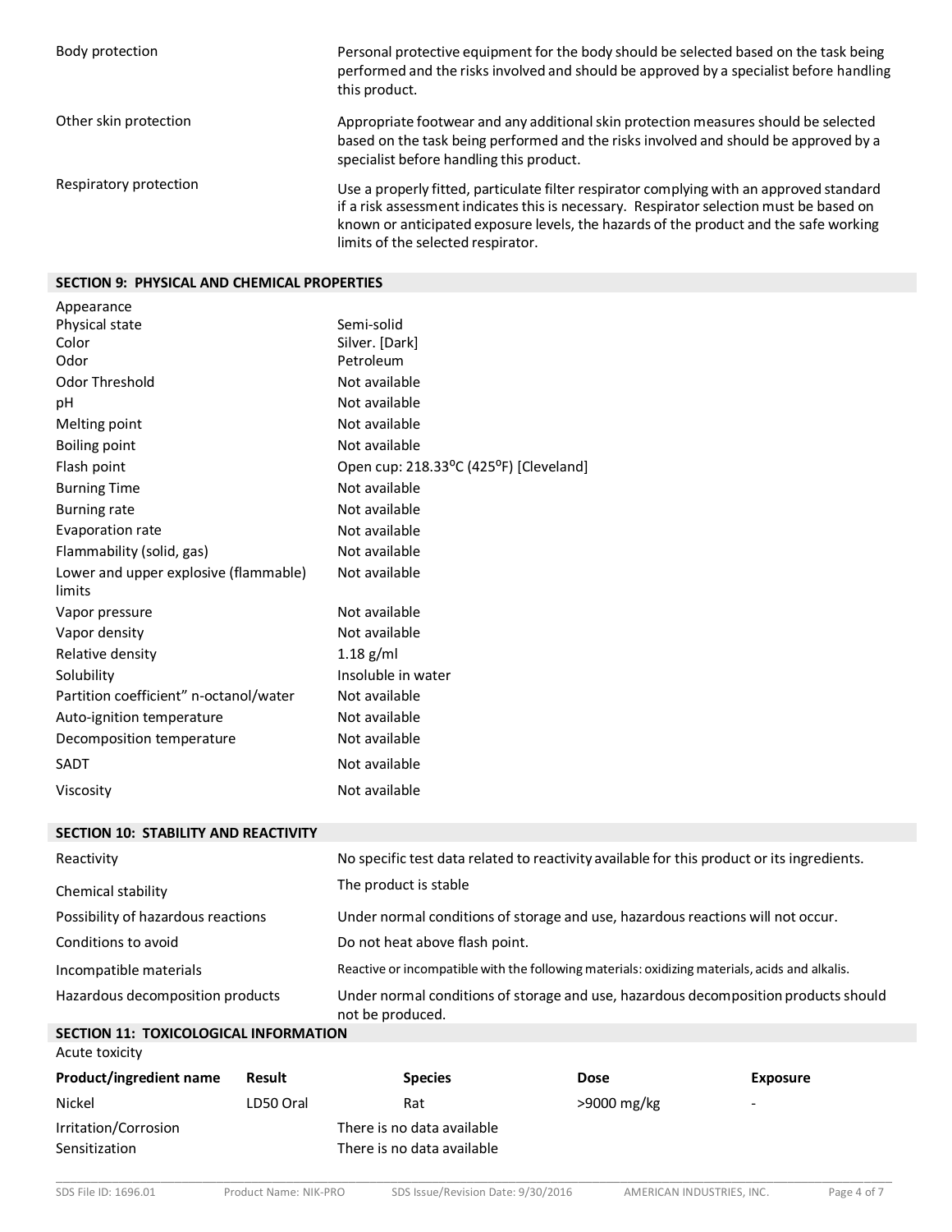| | |
|---|---|
| Body protection | Personal protective equipment for the body should be selected based on the task being performed and the risks involved and should be approved by a specialist before handling this product. |
| Other skin protection | Appropriate footwear and any additional skin protection measures should be selected based on the task being performed and the risks involved and should be approved by a specialist before handling this product. |
| Respiratory protection | Use a properly fitted, particulate filter respirator complying with an approved standard if a risk assessment indicates this is necessary. Respirator selection must be based on known or anticipated exposure levels, the hazards of the product and the safe working limits of the selected respirator. |

## SECTION 9: PHYSICAL AND CHEMICAL PROPERTIES

| | |
|---|---|
| Appearance | |
| Physical state | Semi-solid |
| Color | Silver. [Dark] |
| Odor | Petroleum |
| Odor Threshold | Not available |
| pH | Not available |
| Melting point | Not available |
| Boiling point | Not available |
| Flash point | Open cup: 218.33°C (425°F) [Cleveland] |
| Burning Time | Not available |
| Burning rate | Not available |
| Evaporation rate | Not available |
| Flammability (solid, gas) | Not available |
| Lower and upper explosive (flammable) limits | Not available |
| Vapor pressure | Not available |
| Vapor density | Not available |
| Relative density | 1.18 g/ml |
| Solubility | Insoluble in water |
| Partition coefficient" n-octanol/water | Not available |
| Auto-ignition temperature | Not available |
| Decomposition temperature | Not available |
| SADT | Not available |
| Viscosity | Not available |

## SECTION 10: STABILITY AND REACTIVITY

| | |
|---|---|
| Reactivity | No specific test data related to reactivity available for this product or its ingredients. |
| Chemical stability | The product is stable |
| Possibility of hazardous reactions | Under normal conditions of storage and use, hazardous reactions will not occur. |
| Conditions to avoid | Do not heat above flash point. |
| Incompatible materials | Reactive or incompatible with the following materials: oxidizing materials, acids and alkalis. |
| Hazardous decomposition products | Under normal conditions of storage and use, hazardous decomposition products should not be produced. |

## SECTION 11: TOXICOLOGICAL INFORMATION

Acute toxicity

| Product/ingredient name | Result | Species | Dose | Exposure |
|---|---|---|---|---|
| Nickel | LD50 Oral | Rat | >9000 mg/kg | - |

| | |
|---|---|
| Irritation/Corrosion | There is no data available |
| Sensitization | There is no data available |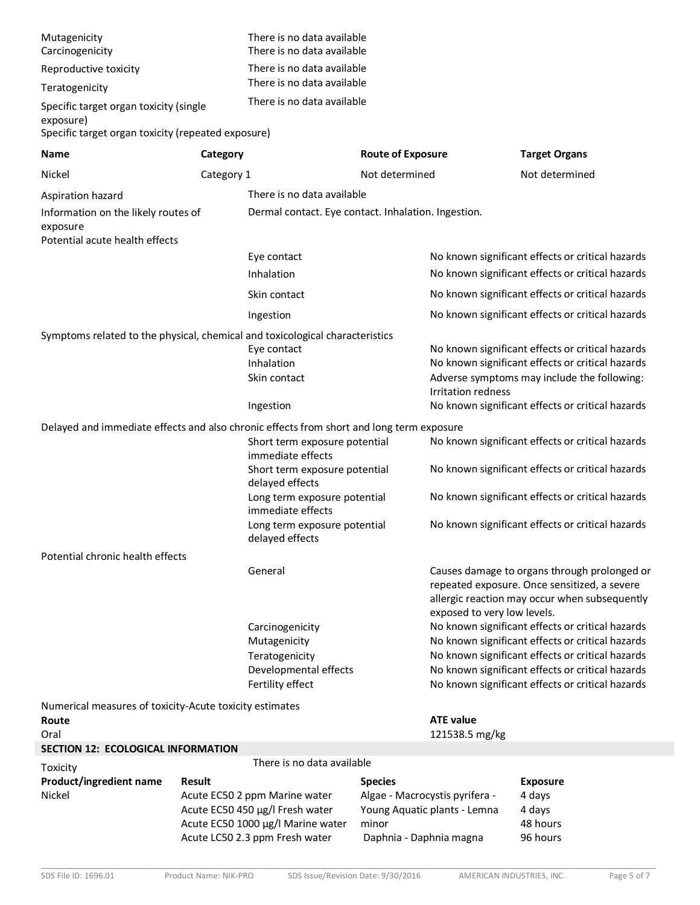| | |
|---|---|
| Mutagenicity | There is no data available |
| Carcinogenicity | There is no data available |
| Reproductive toxicity | There is no data available |
| Teratogenicity | There is no data available |
| Specific target organ toxicity (single exposure) | There is no data available |

Specific target organ toxicity (repeated exposure)

| Name | Category | Route of Exposure | Target Organs |
|---|---|---|---|
| Nickel | Category 1 | Not determined | Not determined |

| | |
|---|---|
| Aspiration hazard | There is no data available |
| Information on the likely routes of exposure | Dermal contact. Eye contact. Inhalation. Ingestion. |

Potential acute health effects

| | |
|---|---|
| Eye contact | No known significant effects or critical hazards |
| Inhalation | No known significant effects or critical hazards |
| Skin contact | No known significant effects or critical hazards |
| Ingestion | No known significant effects or critical hazards |

Symptoms related to the physical, chemical and toxicological characteristics

| | |
|---|---|
| Eye contact | No known significant effects or critical hazards |
| Inhalation | No known significant effects or critical hazards |
| Skin contact | Adverse symptoms may include the following: Irritation redness |
| Ingestion | No known significant effects or critical hazards |

Delayed and immediate effects and also chronic effects from short and long term exposure

| | |
|---|---|
| Short term exposure potential immediate effects | No known significant effects or critical hazards |
| Short term exposure potential delayed effects | No known significant effects or critical hazards |
| Long term exposure potential immediate effects | No known significant effects or critical hazards |
| Long term exposure potential delayed effects | No known significant effects or critical hazards |

Potential chronic health effects

| | |
|---|---|
| General | Causes damage to organs through prolonged or repeated exposure. Once sensitized, a severe allergic reaction may occur when subsequently exposed to very low levels. |
| Carcinogenicity | No known significant effects or critical hazards |
| Mutagenicity | No known significant effects or critical hazards |
| Teratogenicity | No known significant effects or critical hazards |
| Developmental effects | No known significant effects or critical hazards |
| Fertility effect | No known significant effects or critical hazards |

Numerical measures of toxicity-Acute toxicity estimates

| Route | ATE value |
|---|---|
| Oral | 121538.5 mg/kg |

## SECTION 12: ECOLOGICAL INFORMATION

Toxicity — There is no data available

| Product/ingredient name | Result | Species | Exposure |
|---|---|---|---|
| Nickel | Acute EC50 2 ppm Marine water | Algae - Macrocystis pyrifera - | 4 days |
| | Acute EC50 450 µg/l Fresh water | Young Aquatic plants - Lemna minor | 4 days |
| | Acute EC50 1000 µg/l Marine water | | 48 hours |
| | Acute LC50 2.3 ppm Fresh water | Daphnia - Daphnia magna | 96 hours |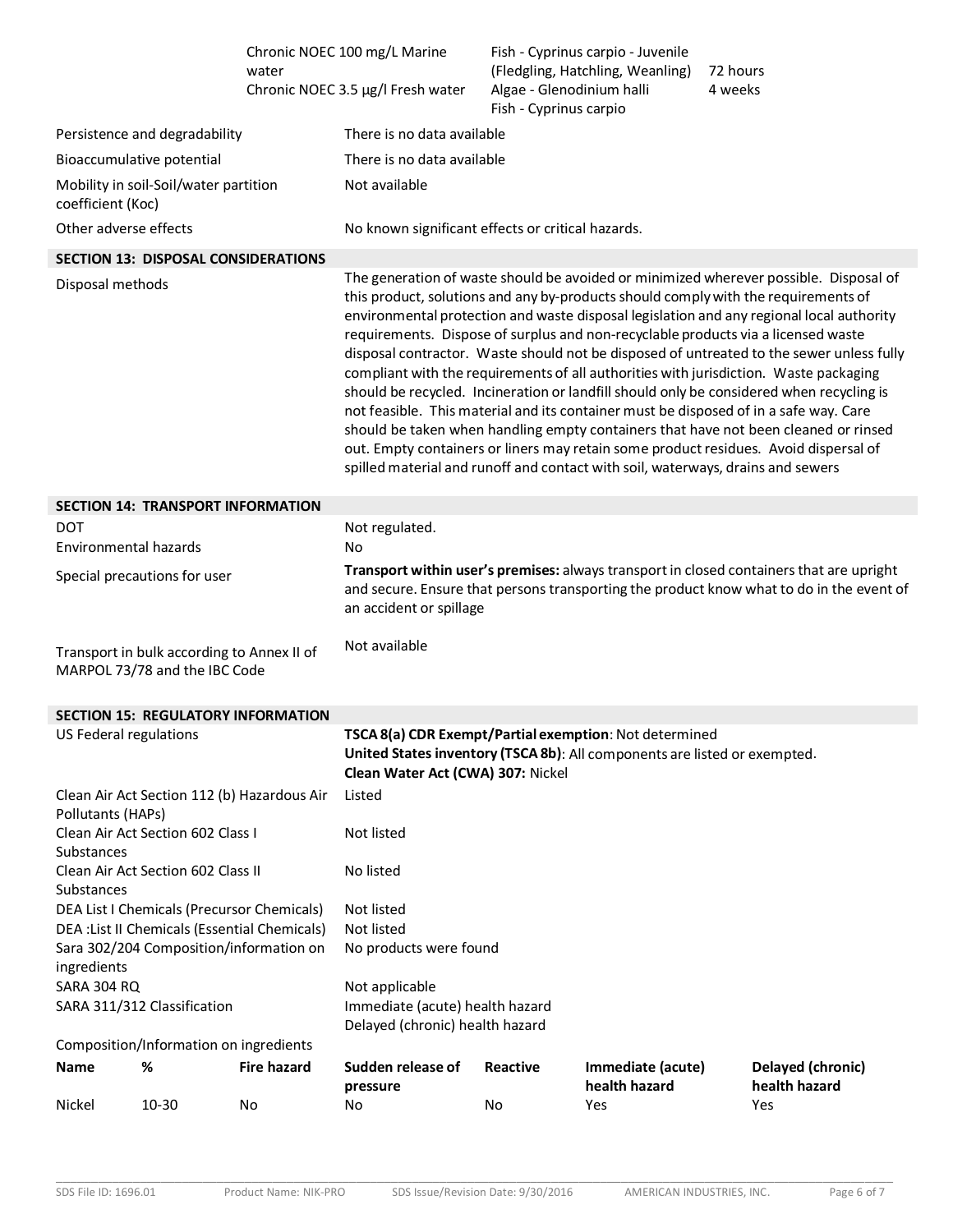| | | | |
|---|---|---|---|
| | Chronic NOEC 100 mg/L Marine water | Fish - Cyprinus carpio - Juvenile (Fledgling, Hatchling, Weanling) | 72 hours |
| | Chronic NOEC 3.5 µg/l Fresh water | Algae - Glenodinium halli | 4 weeks |
| | | Fish - Cyprinus carpio | |

| | |
|---|---|
| Persistence and degradability | There is no data available |
| Bioaccumulative potential | There is no data available |
| Mobility in soil-Soil/water partition coefficient (Koc) | Not available |
| Other adverse effects | No known significant effects or critical hazards. |

## SECTION 13: DISPOSAL CONSIDERATIONS

| | |
|---|---|
| Disposal methods | The generation of waste should be avoided or minimized wherever possible. Disposal of this product, solutions and any by-products should comply with the requirements of environmental protection and waste disposal legislation and any regional local authority requirements. Dispose of surplus and non-recyclable products via a licensed waste disposal contractor. Waste should not be disposed of untreated to the sewer unless fully compliant with the requirements of all authorities with jurisdiction. Waste packaging should be recycled. Incineration or landfill should only be considered when recycling is not feasible. This material and its container must be disposed of in a safe way. Care should be taken when handling empty containers that have not been cleaned or rinsed out. Empty containers or liners may retain some product residues. Avoid dispersal of spilled material and runoff and contact with soil, waterways, drains and sewers |

## SECTION 14: TRANSPORT INFORMATION

| | |
|---|---|
| DOT | Not regulated. |
| Environmental hazards | No |
| Special precautions for user | **Transport within user's premises:** always transport in closed containers that are upright and secure. Ensure that persons transporting the product know what to do in the event of an accident or spillage |
| Transport in bulk according to Annex II of MARPOL 73/78 and the IBC Code | Not available |

## SECTION 15: REGULATORY INFORMATION

| | |
|---|---|
| US Federal regulations | **TSCA 8(a) CDR Exempt/Partial exemption**: Not determined<br>**United States inventory (TSCA 8b)**: All components are listed or exempted.<br>**Clean Water Act (CWA) 307:** Nickel |
| Clean Air Act Section 112 (b) Hazardous Air Pollutants (HAPs) | Listed |
| Clean Air Act Section 602 Class I Substances | Not listed |
| Clean Air Act Section 602 Class II Substances | No listed |
| DEA List I Chemicals (Precursor Chemicals) | Not listed |
| DEA :List II Chemicals (Essential Chemicals) | Not listed |
| Sara 302/204 Composition/information on ingredients | No products were found |
| SARA 304 RQ | Not applicable |
| SARA 311/312 Classification | Immediate (acute) health hazard<br>Delayed (chronic) health hazard |

Composition/Information on ingredients

| Name | % | Fire hazard | Sudden release of pressure | Reactive | Immediate (acute) health hazard | Delayed (chronic) health hazard |
|---|---|---|---|---|---|---|
| Nickel | 10-30 | No | No | No | Yes | Yes |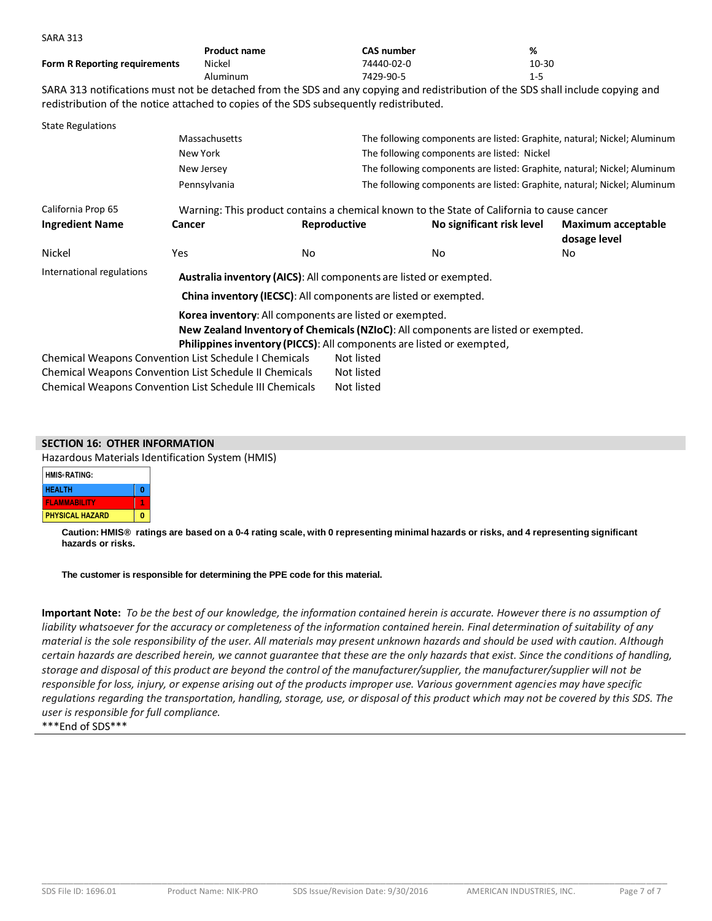SARA 313

| | Product name | CAS number | % |
|---|---|---|---|
| **Form R Reporting requirements** | Nickel | 74440-02-0 | 10-30 |
| | Aluminum | 7429-90-5 | 1-5 |

SARA 313 notifications must not be detached from the SDS and any copying and redistribution of the SDS shall include copying and redistribution of the notice attached to copies of the SDS subsequently redistributed.

State Regulations

| | |
|---|---|
| Massachusetts | The following components are listed: Graphite, natural; Nickel; Aluminum |
| New York | The following components are listed: Nickel |
| New Jersey | The following components are listed: Graphite, natural; Nickel; Aluminum |
| Pennsylvania | The following components are listed: Graphite, natural; Nickel; Aluminum |

California Prop 65 Warning: This product contains a chemical known to the State of California to cause cancer

| Ingredient Name | Cancer | Reproductive | No significant risk level | Maximum acceptable dosage level |
|---|---|---|---|---|
| Nickel | Yes | No | No | No |

International regulations

**Australia inventory (AICS)**: All components are listed or exempted.

**China inventory (IECSC)**: All components are listed or exempted.

**Korea inventory**: All components are listed or exempted.
**New Zealand Inventory of Chemicals (NZIoC)**: All components are listed or exempted.
**Philippines inventory (PICCS)**: All components are listed or exempted,

| | |
|---|---|
| Chemical Weapons Convention List Schedule I Chemicals | Not listed |
| Chemical Weapons Convention List Schedule II Chemicals | Not listed |
| Chemical Weapons Convention List Schedule III Chemicals | Not listed |

## SECTION 16: OTHER INFORMATION

Hazardous Materials Identification System (HMIS)

| HMIS® RATING: | |
|---|---|
| HEALTH | 0 |
| FLAMMABILITY | 1 |
| PHYSICAL HAZARD | 0 |

**Caution: HMIS® ratings are based on a 0-4 rating scale, with 0 representing minimal hazards or risks, and 4 representing significant hazards or risks.**

**The customer is responsible for determining the PPE code for this material.**

**Important Note:** *To be the best of our knowledge, the information contained herein is accurate. However there is no assumption of liability whatsoever for the accuracy or completeness of the information contained herein. Final determination of suitability of any material is the sole responsibility of the user. All materials may present unknown hazards and should be used with caution. Although certain hazards are described herein, we cannot guarantee that these are the only hazards that exist. Since the conditions of handling, storage and disposal of this product are beyond the control of the manufacturer/supplier, the manufacturer/supplier will not be responsible for loss, injury, or expense arising out of the products improper use. Various government agencies may have specific regulations regarding the transportation, handling, storage, use, or disposal of this product which may not be covered by this SDS. The user is responsible for full compliance.*

***End of SDS***